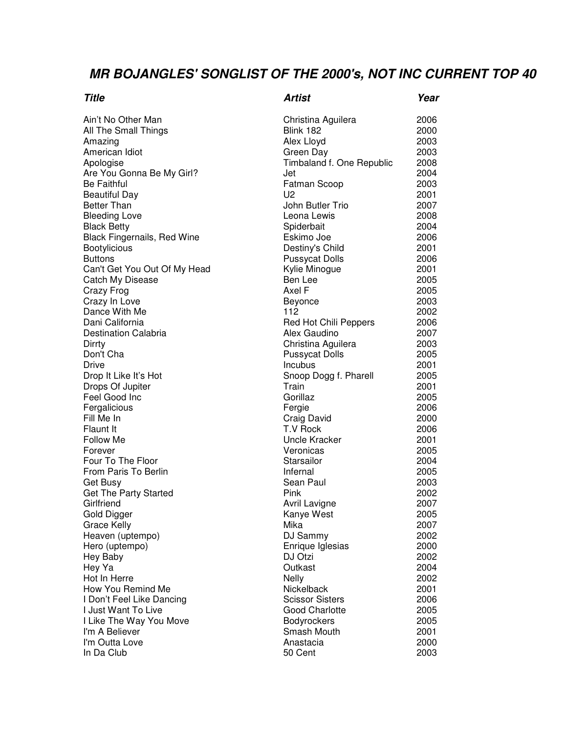# *MR BOJANGLES' SONGLIST OF THE 2000's, NOT INC CURRENT TOP 40*

| ***Title*** | ***Artist*** | ***Year*** |
|---|---|---|
| Ain't No Other Man | Christina Aguilera | 2006 |
| All The Small Things | Blink 182 | 2000 |
| Amazing | Alex Lloyd | 2003 |
| American Idiot | Green Day | 2003 |
| Apologise | Timbaland f. One Republic | 2008 |
| Are You Gonna Be My Girl? | Jet | 2004 |
| Be Faithful | Fatman Scoop | 2003 |
| Beautiful Day | U2 | 2001 |
| Better Than | John Butler Trio | 2007 |
| Bleeding Love | Leona Lewis | 2008 |
| Black Betty | Spiderbait | 2004 |
| Black Fingernails, Red Wine | Eskimo Joe | 2006 |
| Bootylicious | Destiny's Child | 2001 |
| Buttons | Pussycat Dolls | 2006 |
| Can't Get You Out Of My Head | Kylie Minogue | 2001 |
| Catch My Disease | Ben Lee | 2005 |
| Crazy Frog | Axel F | 2005 |
| Crazy In Love | Beyonce | 2003 |
| Dance With Me | 112 | 2002 |
| Dani California | Red Hot Chili Peppers | 2006 |
| Destination Calabria | Alex Gaudino | 2007 |
| Dirrty | Christina Aguilera | 2003 |
| Don't Cha | Pussycat Dolls | 2005 |
| Drive | Incubus | 2001 |
| Drop It Like It's Hot | Snoop Dogg f. Pharell | 2005 |
| Drops Of Jupiter | Train | 2001 |
| Feel Good Inc | Gorillaz | 2005 |
| Fergalicious | Fergie | 2006 |
| Fill Me In | Craig David | 2000 |
| Flaunt It | T.V Rock | 2006 |
| Follow Me | Uncle Kracker | 2001 |
| Forever | Veronicas | 2005 |
| Four To The Floor | Starsailor | 2004 |
| From Paris To Berlin | Infernal | 2005 |
| Get Busy | Sean Paul | 2003 |
| Get The Party Started | Pink | 2002 |
| Girlfriend | Avril Lavigne | 2007 |
| Gold Digger | Kanye West | 2005 |
| Grace Kelly | Mika | 2007 |
| Heaven (uptempo) | DJ Sammy | 2002 |
| Hero (uptempo) | Enrique Iglesias | 2000 |
| Hey Baby | DJ Otzi | 2002 |
| Hey Ya | Outkast | 2004 |
| Hot In Herre | Nelly | 2002 |
| How You Remind Me | Nickelback | 2001 |
| I Don't Feel Like Dancing | Scissor Sisters | 2006 |
| I Just Want To Live | Good Charlotte | 2005 |
| I Like The Way You Move | Bodyrockers | 2005 |
| I'm A Believer | Smash Mouth | 2001 |
| I'm Outta Love | Anastacia | 2000 |
| In Da Club | 50 Cent | 2003 |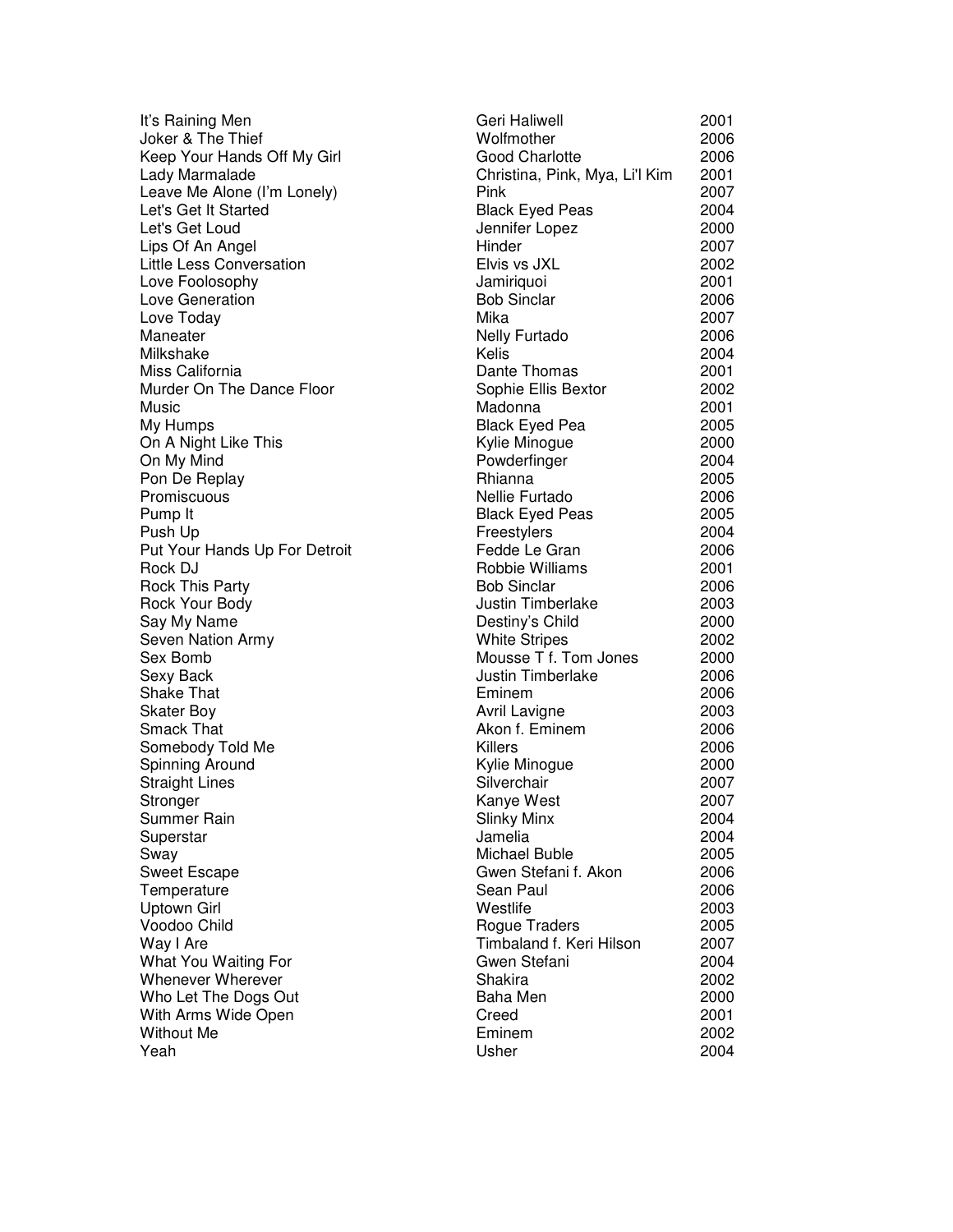| | | |
|---|---|---|
| It's Raining Men | Geri Haliwell | 2001 |
| Joker & The Thief | Wolfmother | 2006 |
| Keep Your Hands Off My Girl | Good Charlotte | 2006 |
| Lady Marmalade | Christina, Pink, Mya, Li'l Kim | 2001 |
| Leave Me Alone (I'm Lonely) | Pink | 2007 |
| Let's Get It Started | Black Eyed Peas | 2004 |
| Let's Get Loud | Jennifer Lopez | 2000 |
| Lips Of An Angel | Hinder | 2007 |
| Little Less Conversation | Elvis vs JXL | 2002 |
| Love Foolosophy | Jamiriquoi | 2001 |
| Love Generation | Bob Sinclar | 2006 |
| Love Today | Mika | 2007 |
| Maneater | Nelly Furtado | 2006 |
| Milkshake | Kelis | 2004 |
| Miss California | Dante Thomas | 2001 |
| Murder On The Dance Floor | Sophie Ellis Bextor | 2002 |
| Music | Madonna | 2001 |
| My Humps | Black Eyed Pea | 2005 |
| On A Night Like This | Kylie Minogue | 2000 |
| On My Mind | Powderfinger | 2004 |
| Pon De Replay | Rhianna | 2005 |
| Promiscuous | Nellie Furtado | 2006 |
| Pump It | Black Eyed Peas | 2005 |
| Push Up | Freestylers | 2004 |
| Put Your Hands Up For Detroit | Fedde Le Gran | 2006 |
| Rock DJ | Robbie Williams | 2001 |
| Rock This Party | Bob Sinclar | 2006 |
| Rock Your Body | Justin Timberlake | 2003 |
| Say My Name | Destiny's Child | 2000 |
| Seven Nation Army | White Stripes | 2002 |
| Sex Bomb | Mousse T f. Tom Jones | 2000 |
| Sexy Back | Justin Timberlake | 2006 |
| Shake That | Eminem | 2006 |
| Skater Boy | Avril Lavigne | 2003 |
| Smack That | Akon f. Eminem | 2006 |
| Somebody Told Me | Killers | 2006 |
| Spinning Around | Kylie Minogue | 2000 |
| Straight Lines | Silverchair | 2007 |
| Stronger | Kanye West | 2007 |
| Summer Rain | Slinky Minx | 2004 |
| Superstar | Jamelia | 2004 |
| Sway | Michael Buble | 2005 |
| Sweet Escape | Gwen Stefani f. Akon | 2006 |
| Temperature | Sean Paul | 2006 |
| Uptown Girl | Westlife | 2003 |
| Voodoo Child | Rogue Traders | 2005 |
| Way I Are | Timbaland f. Keri Hilson | 2007 |
| What You Waiting For | Gwen Stefani | 2004 |
| Whenever Wherever | Shakira | 2002 |
| Who Let The Dogs Out | Baha Men | 2000 |
| With Arms Wide Open | Creed | 2001 |
| Without Me | Eminem | 2002 |
| Yeah | Usher | 2004 |